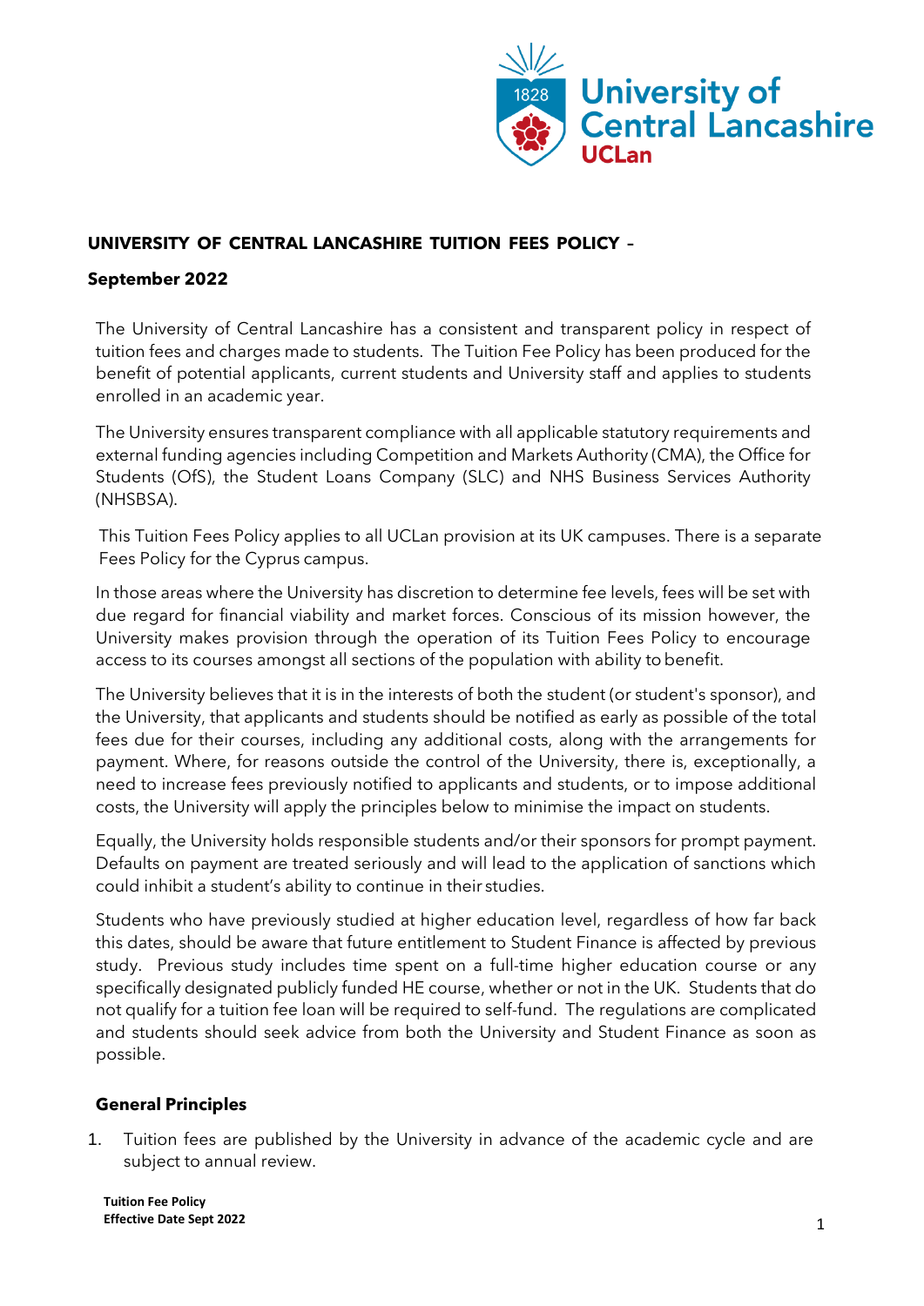**UNIVERSITY OF CENTRAL LANCASHIRE TUITION FEES POLICY –**

**September 2022**

The University of Central Lancashire has a consistent and transparent policy in respect of tuition fees and charges made to students. The Tuition Fee Policy has been produced for the benefit of potential applicants, current students and University staff and applies to students enrolled in an academic year.

The University ensures transparent compliance with all applicable statutory requirements and external funding agencies including Competition and Markets Authority (CMA), the Office for Students (OfS), the Student Loans Company (SLC) and NHS Business Services Authority (NHSBSA).

This Tuition Fees Policy applies to all UCLan provision at its UK campuses. There is a separate Fees Policy for the Cyprus campus.

In those areas where the University has discretion to determine fee levels, fees will be set with due regard for financial viability and market forces. Conscious of its mission however, the University makes provision through the operation of its Tuition Fees Policy to encourage access to its courses amongst all sections of the population with ability to benefit.

The University believes that it is in the interests of both the student (or student's sponsor), and the University, that applicants and students should be notified as early as possible of the total fees due for their courses, including any additional costs, along with the arrangements for payment. Where, for reasons outside the control of the University, there is, exceptionally, a need to increase fees previously notified to applicants and students, or to impose additional costs, the University will apply the principles below to minimise the impact on students.

Equally, the University holds responsible students and/or their sponsors for prompt payment. Defaults on payment are treated seriously and will lead to the application of sanctions which could inhibit a student's ability to continue in their studies.

Students who have previously studied at higher education level, regardless of how far back this dates, should be aware that future entitlement to Student Finance is affected by previous study. Previous study includes time spent on a full-time higher education course or any specifically designated publicly funded HE course, whether or not in the UK. Students that do not qualify for a tuition fee loan will be required to self-fund. The regulations are complicated and students should seek advice from both the University and Student Finance as soon as possible.

### General Principles

1. Tuition fees are published by the University in advance of the academic cycle and are subject to annual review.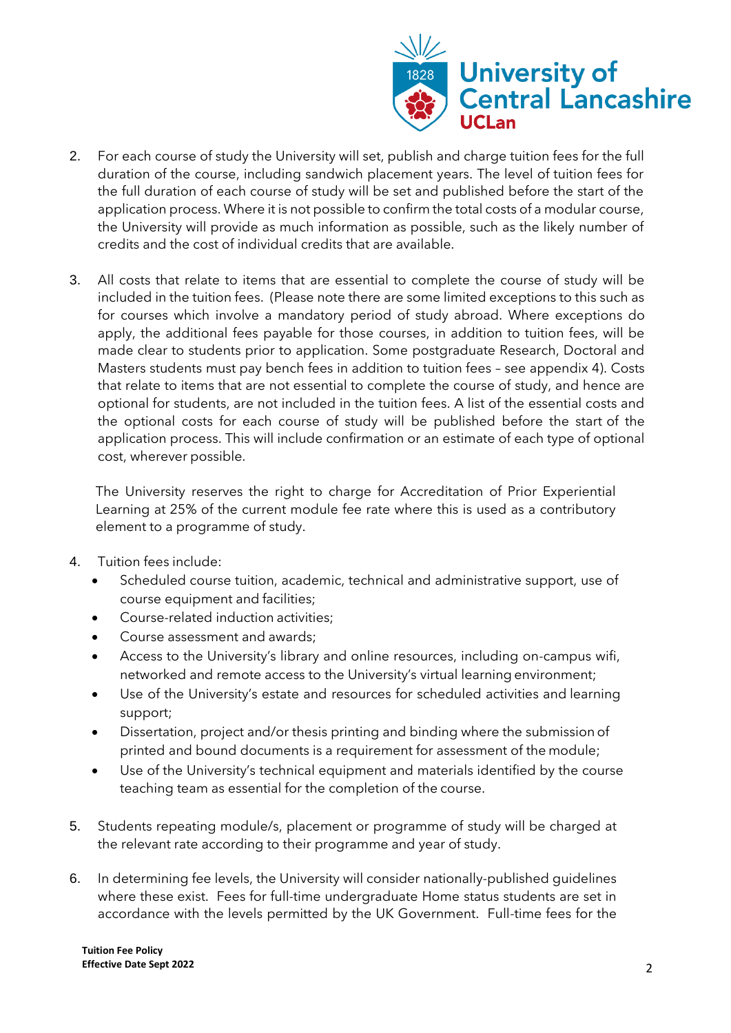2. For each course of study the University will set, publish and charge tuition fees for the full duration of the course, including sandwich placement years. The level of tuition fees for the full duration of each course of study will be set and published before the start of the application process. Where it is not possible to confirm the total costs of a modular course, the University will provide as much information as possible, such as the likely number of credits and the cost of individual credits that are available.

3. All costs that relate to items that are essential to complete the course of study will be included in the tuition fees. (Please note there are some limited exceptions to this such as for courses which involve a mandatory period of study abroad. Where exceptions do apply, the additional fees payable for those courses, in addition to tuition fees, will be made clear to students prior to application. Some postgraduate Research, Doctoral and Masters students must pay bench fees in addition to tuition fees – see appendix 4). Costs that relate to items that are not essential to complete the course of study, and hence are optional for students, are not included in the tuition fees. A list of the essential costs and the optional costs for each course of study will be published before the start of the application process. This will include confirmation or an estimate of each type of optional cost, wherever possible.

   The University reserves the right to charge for Accreditation of Prior Experiential Learning at 25% of the current module fee rate where this is used as a contributory element to a programme of study.

4. Tuition fees include:
   - Scheduled course tuition, academic, technical and administrative support, use of course equipment and facilities;
   - Course-related induction activities;
   - Course assessment and awards;
   - Access to the University's library and online resources, including on-campus wifi, networked and remote access to the University's virtual learning environment;
   - Use of the University's estate and resources for scheduled activities and learning support;
   - Dissertation, project and/or thesis printing and binding where the submission of printed and bound documents is a requirement for assessment of the module;
   - Use of the University's technical equipment and materials identified by the course teaching team as essential for the completion of the course.

5. Students repeating module/s, placement or programme of study will be charged at the relevant rate according to their programme and year of study.

6. In determining fee levels, the University will consider nationally-published guidelines where these exist. Fees for full-time undergraduate Home status students are set in accordance with the levels permitted by the UK Government. Full-time fees for the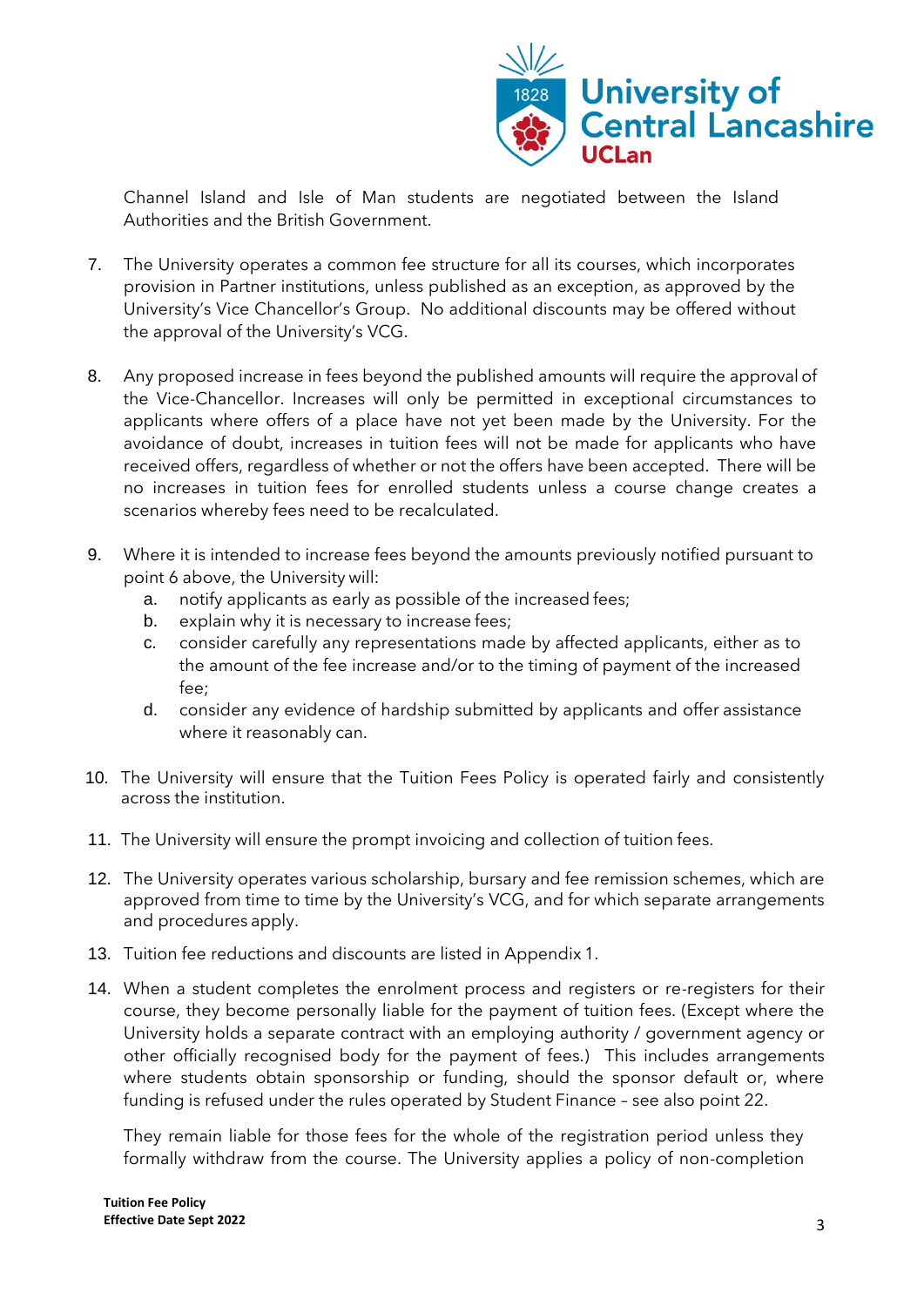Channel Island and Isle of Man students are negotiated between the Island Authorities and the British Government.

7. The University operates a common fee structure for all its courses, which incorporates provision in Partner institutions, unless published as an exception, as approved by the University's Vice Chancellor's Group. No additional discounts may be offered without the approval of the University's VCG.

8. Any proposed increase in fees beyond the published amounts will require the approval of the Vice-Chancellor. Increases will only be permitted in exceptional circumstances to applicants where offers of a place have not yet been made by the University. For the avoidance of doubt, increases in tuition fees will not be made for applicants who have received offers, regardless of whether or not the offers have been accepted. There will be no increases in tuition fees for enrolled students unless a course change creates a scenarios whereby fees need to be recalculated.

9. Where it is intended to increase fees beyond the amounts previously notified pursuant to point 6 above, the University will:
   a. notify applicants as early as possible of the increased fees;
   b. explain why it is necessary to increase fees;
   c. consider carefully any representations made by affected applicants, either as to the amount of the fee increase and/or to the timing of payment of the increased fee;
   d. consider any evidence of hardship submitted by applicants and offer assistance where it reasonably can.

10. The University will ensure that the Tuition Fees Policy is operated fairly and consistently across the institution.

11. The University will ensure the prompt invoicing and collection of tuition fees.

12. The University operates various scholarship, bursary and fee remission schemes, which are approved from time to time by the University's VCG, and for which separate arrangements and procedures apply.

13. Tuition fee reductions and discounts are listed in Appendix 1.

14. When a student completes the enrolment process and registers or re-registers for their course, they become personally liable for the payment of tuition fees. (Except where the University holds a separate contract with an employing authority / government agency or other officially recognised body for the payment of fees.) This includes arrangements where students obtain sponsorship or funding, should the sponsor default or, where funding is refused under the rules operated by Student Finance – see also point 22.

    They remain liable for those fees for the whole of the registration period unless they formally withdraw from the course. The University applies a policy of non-completion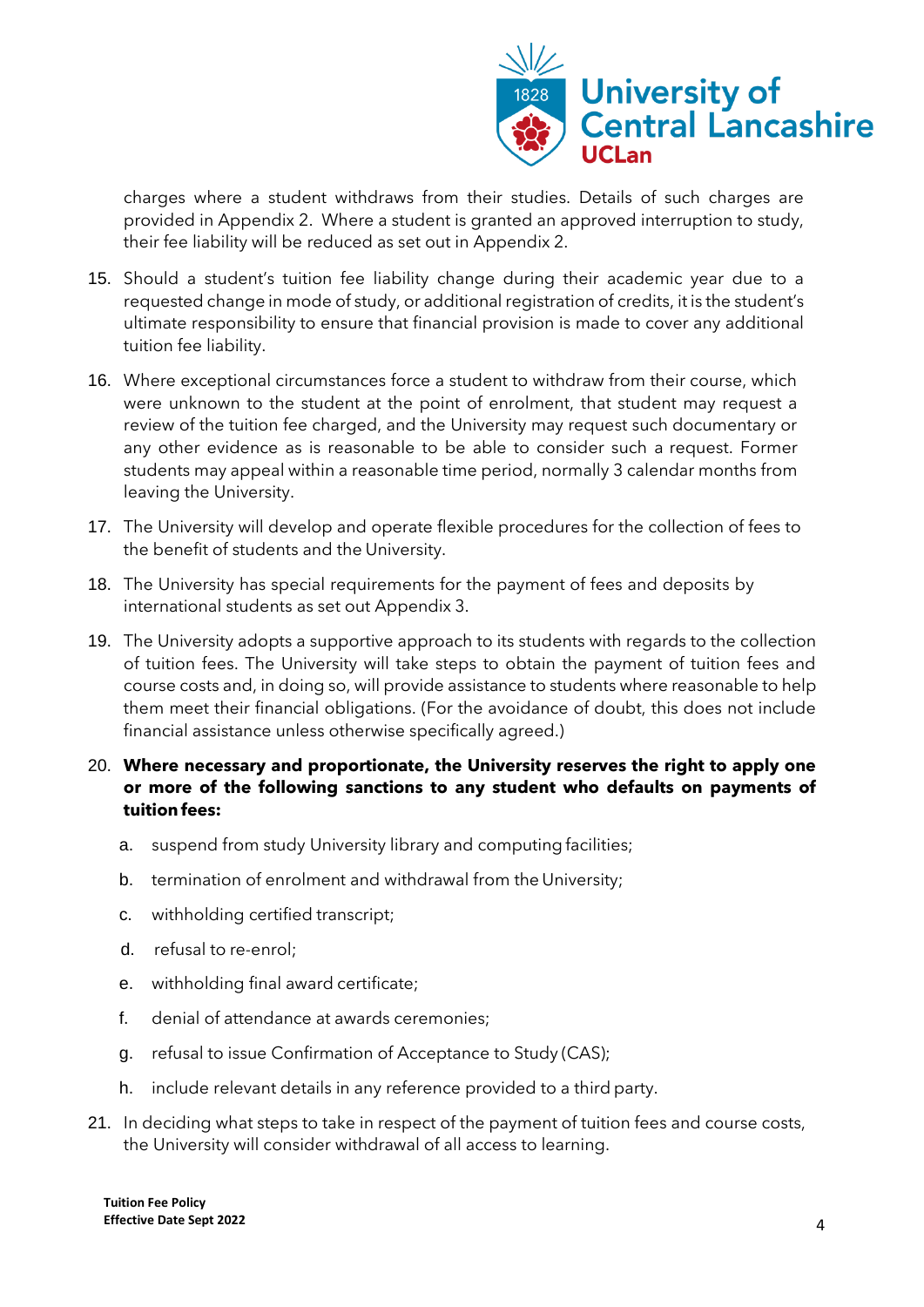charges where a student withdraws from their studies. Details of such charges are provided in Appendix 2. Where a student is granted an approved interruption to study, their fee liability will be reduced as set out in Appendix 2.

15. Should a student's tuition fee liability change during their academic year due to a requested change in mode of study, or additional registration of credits, it is the student's ultimate responsibility to ensure that financial provision is made to cover any additional tuition fee liability.

16. Where exceptional circumstances force a student to withdraw from their course, which were unknown to the student at the point of enrolment, that student may request a review of the tuition fee charged, and the University may request such documentary or any other evidence as is reasonable to be able to consider such a request. Former students may appeal within a reasonable time period, normally 3 calendar months from leaving the University.

17. The University will develop and operate flexible procedures for the collection of fees to the benefit of students and the University.

18. The University has special requirements for the payment of fees and deposits by international students as set out Appendix 3.

19. The University adopts a supportive approach to its students with regards to the collection of tuition fees. The University will take steps to obtain the payment of tuition fees and course costs and, in doing so, will provide assistance to students where reasonable to help them meet their financial obligations. (For the avoidance of doubt, this does not include financial assistance unless otherwise specifically agreed.)

20. **Where necessary and proportionate, the University reserves the right to apply one or more of the following sanctions to any student who defaults on payments of tuition fees:**
    a. suspend from study University library and computing facilities;
    b. termination of enrolment and withdrawal from the University;
    c. withholding certified transcript;
    d. refusal to re-enrol;
    e. withholding final award certificate;
    f. denial of attendance at awards ceremonies;
    g. refusal to issue Confirmation of Acceptance to Study (CAS);
    h. include relevant details in any reference provided to a third party.

21. In deciding what steps to take in respect of the payment of tuition fees and course costs, the University will consider withdrawal of all access to learning.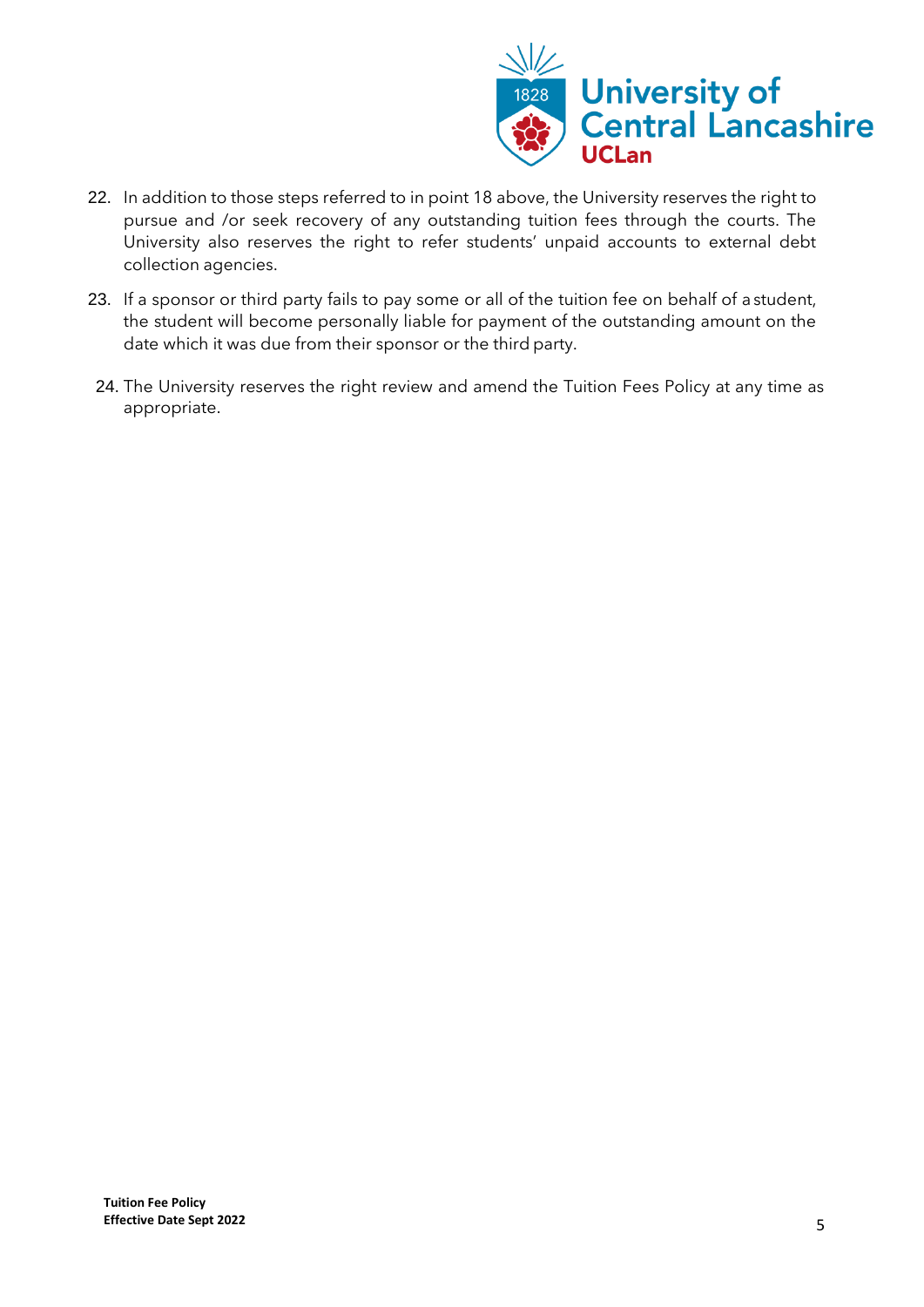22. In addition to those steps referred to in point 18 above, the University reserves the right to pursue and /or seek recovery of any outstanding tuition fees through the courts. The University also reserves the right to refer students' unpaid accounts to external debt collection agencies.

23. If a sponsor or third party fails to pay some or all of the tuition fee on behalf of a student, the student will become personally liable for payment of the outstanding amount on the date which it was due from their sponsor or the third party.

24. The University reserves the right review and amend the Tuition Fees Policy at any time as appropriate.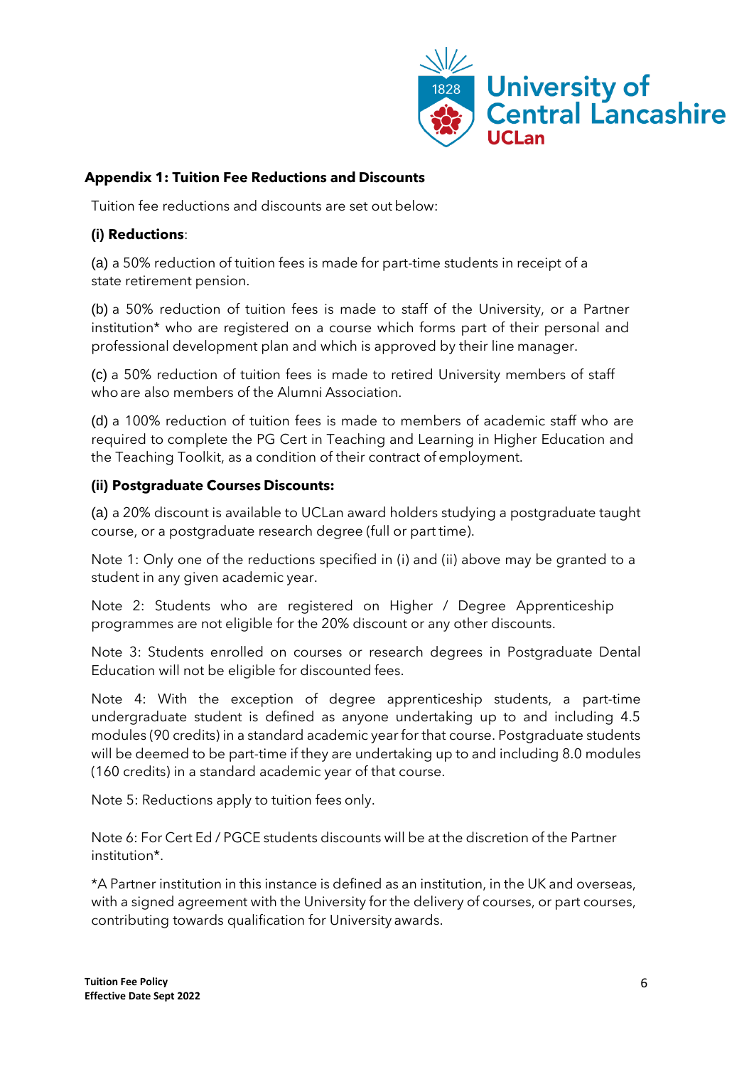## Appendix 1: Tuition Fee Reductions and Discounts

Tuition fee reductions and discounts are set out below:

**(i) Reductions**:

(a) a 50% reduction of tuition fees is made for part-time students in receipt of a state retirement pension.

(b) a 50% reduction of tuition fees is made to staff of the University, or a Partner institution* who are registered on a course which forms part of their personal and professional development plan and which is approved by their line manager.

(c) a 50% reduction of tuition fees is made to retired University members of staff who are also members of the Alumni Association.

(d) a 100% reduction of tuition fees is made to members of academic staff who are required to complete the PG Cert in Teaching and Learning in Higher Education and the Teaching Toolkit, as a condition of their contract of employment.

**(ii) Postgraduate Courses Discounts:**

(a) a 20% discount is available to UCLan award holders studying a postgraduate taught course, or a postgraduate research degree (full or part time).

Note 1: Only one of the reductions specified in (i) and (ii) above may be granted to a student in any given academic year.

Note 2: Students who are registered on Higher / Degree Apprenticeship programmes are not eligible for the 20% discount or any other discounts.

Note 3: Students enrolled on courses or research degrees in Postgraduate Dental Education will not be eligible for discounted fees.

Note 4: With the exception of degree apprenticeship students, a part-time undergraduate student is defined as anyone undertaking up to and including 4.5 modules (90 credits) in a standard academic year for that course. Postgraduate students will be deemed to be part-time if they are undertaking up to and including 8.0 modules (160 credits) in a standard academic year of that course.

Note 5: Reductions apply to tuition fees only.

Note 6: For Cert Ed / PGCE students discounts will be at the discretion of the Partner institution*.

*A Partner institution in this instance is defined as an institution, in the UK and overseas, with a signed agreement with the University for the delivery of courses, or part courses, contributing towards qualification for University awards.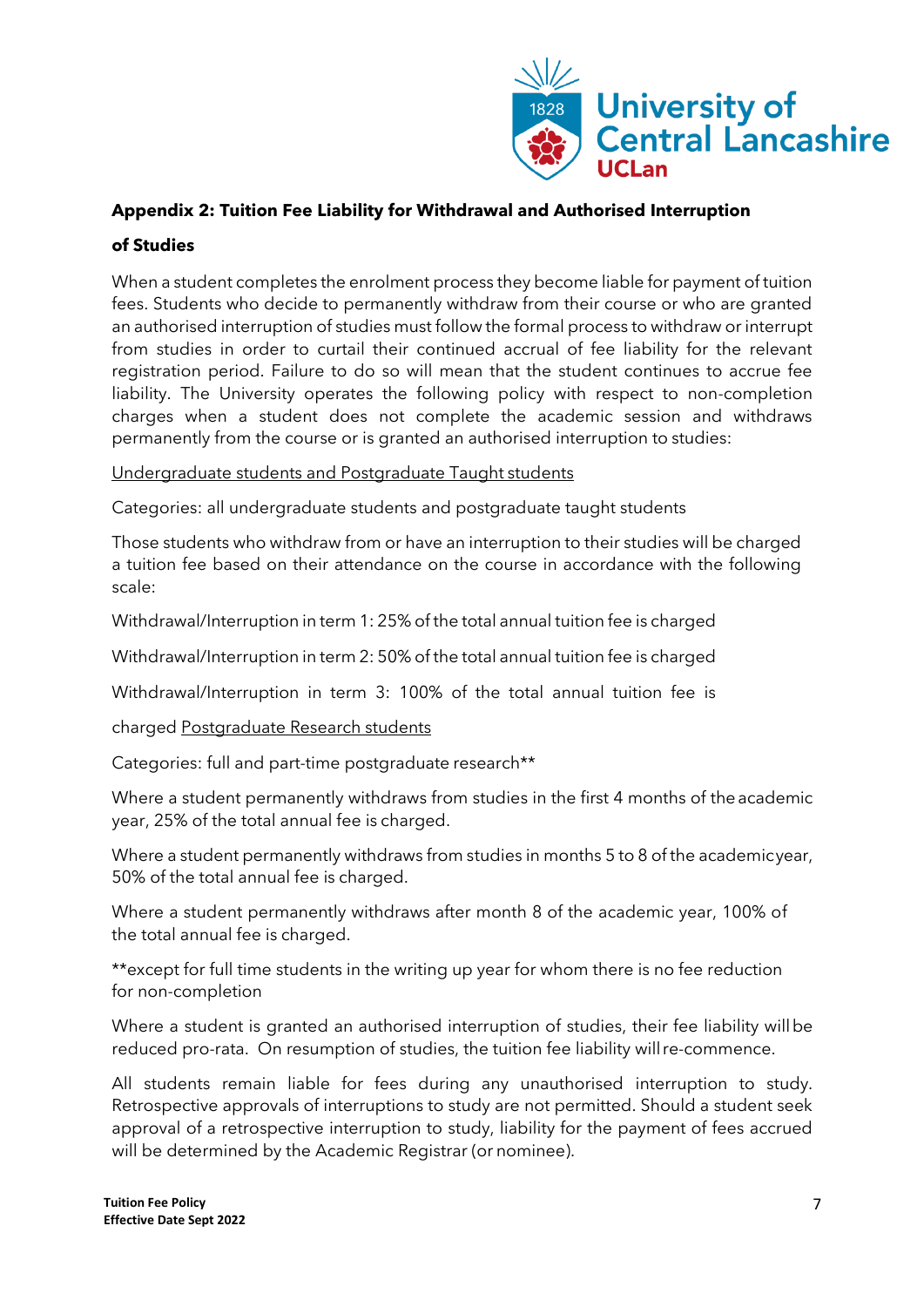**Appendix 2: Tuition Fee Liability for Withdrawal and Authorised Interruption of Studies**

When a student completes the enrolment process they become liable for payment of tuition fees. Students who decide to permanently withdraw from their course or who are granted an authorised interruption of studies must follow the formal process to withdraw or interrupt from studies in order to curtail their continued accrual of fee liability for the relevant registration period. Failure to do so will mean that the student continues to accrue fee liability. The University operates the following policy with respect to non-completion charges when a student does not complete the academic session and withdraws permanently from the course or is granted an authorised interruption to studies:

<u>Undergraduate students and Postgraduate Taught students</u>

Categories: all undergraduate students and postgraduate taught students

Those students who withdraw from or have an interruption to their studies will be charged a tuition fee based on their attendance on the course in accordance with the following scale:

Withdrawal/Interruption in term 1: 25% of the total annual tuition fee is charged

Withdrawal/Interruption in term 2: 50% of the total annual tuition fee is charged

Withdrawal/Interruption in term 3: 100% of the total annual tuition fee is charged

<u>Postgraduate Research students</u>

Categories: full and part-time postgraduate research**

Where a student permanently withdraws from studies in the first 4 months of the academic year, 25% of the total annual fee is charged.

Where a student permanently withdraws from studies in months 5 to 8 of the academic year, 50% of the total annual fee is charged.

Where a student permanently withdraws after month 8 of the academic year, 100% of the total annual fee is charged.

**except for full time students in the writing up year for whom there is no fee reduction for non-completion

Where a student is granted an authorised interruption of studies, their fee liability will be reduced pro-rata. On resumption of studies, the tuition fee liability will re-commence.

All students remain liable for fees during any unauthorised interruption to study. Retrospective approvals of interruptions to study are not permitted. Should a student seek approval of a retrospective interruption to study, liability for the payment of fees accrued will be determined by the Academic Registrar (or nominee).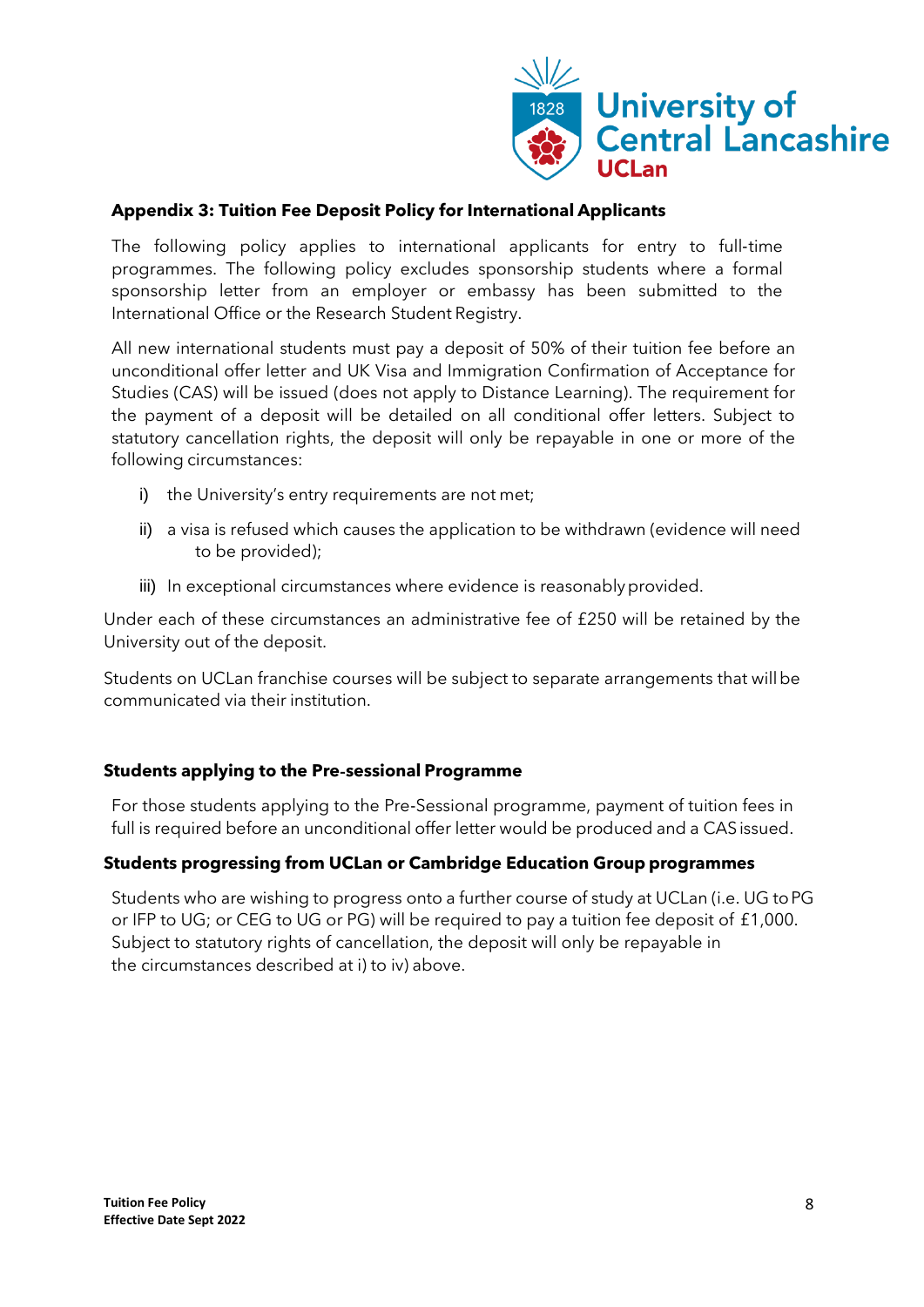**Appendix 3: Tuition Fee Deposit Policy for International Applicants**

The following policy applies to international applicants for entry to full-time programmes. The following policy excludes sponsorship students where a formal sponsorship letter from an employer or embassy has been submitted to the International Office or the Research Student Registry.

All new international students must pay a deposit of 50% of their tuition fee before an unconditional offer letter and UK Visa and Immigration Confirmation of Acceptance for Studies (CAS) will be issued (does not apply to Distance Learning). The requirement for the payment of a deposit will be detailed on all conditional offer letters. Subject to statutory cancellation rights, the deposit will only be repayable in one or more of the following circumstances:

i) the University's entry requirements are not met;

ii) a visa is refused which causes the application to be withdrawn (evidence will need to be provided);

iii) In exceptional circumstances where evidence is reasonably provided.

Under each of these circumstances an administrative fee of £250 will be retained by the University out of the deposit.

Students on UCLan franchise courses will be subject to separate arrangements that will be communicated via their institution.

**Students applying to the Pre-sessional Programme**

For those students applying to the Pre-Sessional programme, payment of tuition fees in full is required before an unconditional offer letter would be produced and a CAS issued.

**Students progressing from UCLan or Cambridge Education Group programmes**

Students who are wishing to progress onto a further course of study at UCLan (i.e. UG to PG or IFP to UG; or CEG to UG or PG) will be required to pay a tuition fee deposit of £1,000. Subject to statutory rights of cancellation, the deposit will only be repayable in the circumstances described at i) to iv) above.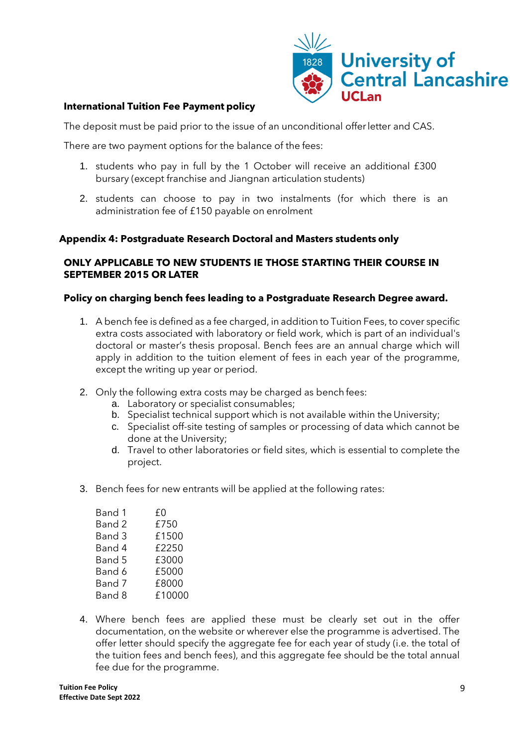**International Tuition Fee Payment policy**

The deposit must be paid prior to the issue of an unconditional offer letter and CAS.

There are two payment options for the balance of the fees:

1. students who pay in full by the 1 October will receive an additional £300 bursary (except franchise and Jiangnan articulation students)
2. students can choose to pay in two instalments (for which there is an administration fee of £150 payable on enrolment

## Appendix 4: Postgraduate Research Doctoral and Masters students only

**ONLY APPLICABLE TO NEW STUDENTS IE THOSE STARTING THEIR COURSE IN SEPTEMBER 2015 OR LATER**

**Policy on charging bench fees leading to a Postgraduate Research Degree award.**

1. A bench fee is defined as a fee charged, in addition to Tuition Fees, to cover specific extra costs associated with laboratory or field work, which is part of an individual's doctoral or master's thesis proposal. Bench fees are an annual charge which will apply in addition to the tuition element of fees in each year of the programme, except the writing up year or period.
2. Only the following extra costs may be charged as bench fees:
   a. Laboratory or specialist consumables;
   b. Specialist technical support which is not available within the University;
   c. Specialist off-site testing of samples or processing of data which cannot be done at the University;
   d. Travel to other laboratories or field sites, which is essential to complete the project.
3. Bench fees for new entrants will be applied at the following rates:

| | |
|---|---|
| Band 1 | £0 |
| Band 2 | £750 |
| Band 3 | £1500 |
| Band 4 | £2250 |
| Band 5 | £3000 |
| Band 6 | £5000 |
| Band 7 | £8000 |
| Band 8 | £10000 |

4. Where bench fees are applied these must be clearly set out in the offer documentation, on the website or wherever else the programme is advertised. The offer letter should specify the aggregate fee for each year of study (i.e. the total of the tuition fees and bench fees), and this aggregate fee should be the total annual fee due for the programme.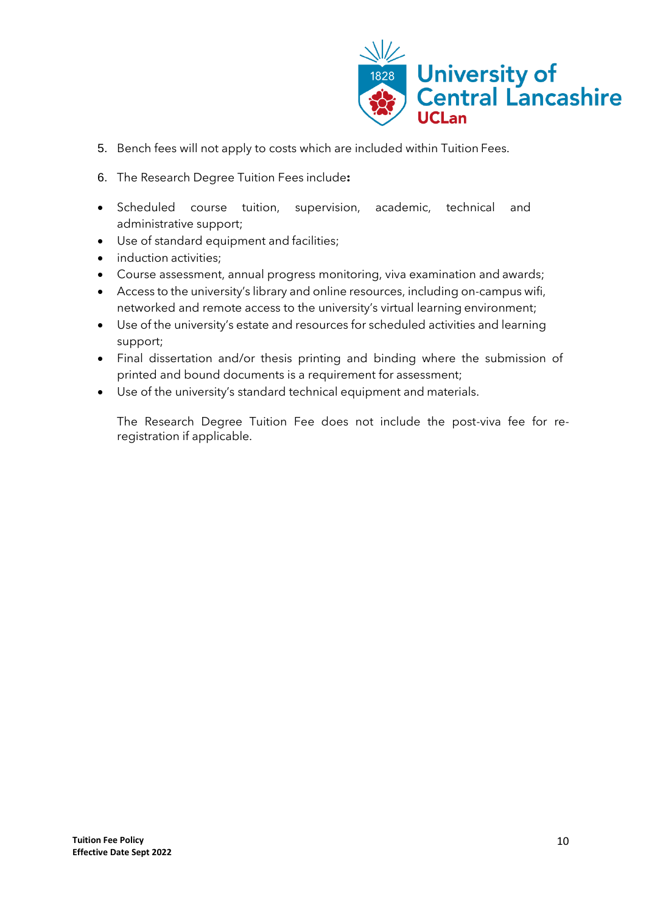5. Bench fees will not apply to costs which are included within Tuition Fees.

6. The Research Degree Tuition Fees include**:**

- Scheduled course tuition, supervision, academic, technical and administrative support;
- Use of standard equipment and facilities;
- induction activities;
- Course assessment, annual progress monitoring, viva examination and awards;
- Access to the university's library and online resources, including on-campus wifi, networked and remote access to the university's virtual learning environment;
- Use of the university's estate and resources for scheduled activities and learning support;
- Final dissertation and/or thesis printing and binding where the submission of printed and bound documents is a requirement for assessment;
- Use of the university's standard technical equipment and materials.

The Research Degree Tuition Fee does not include the post-viva fee for re-registration if applicable.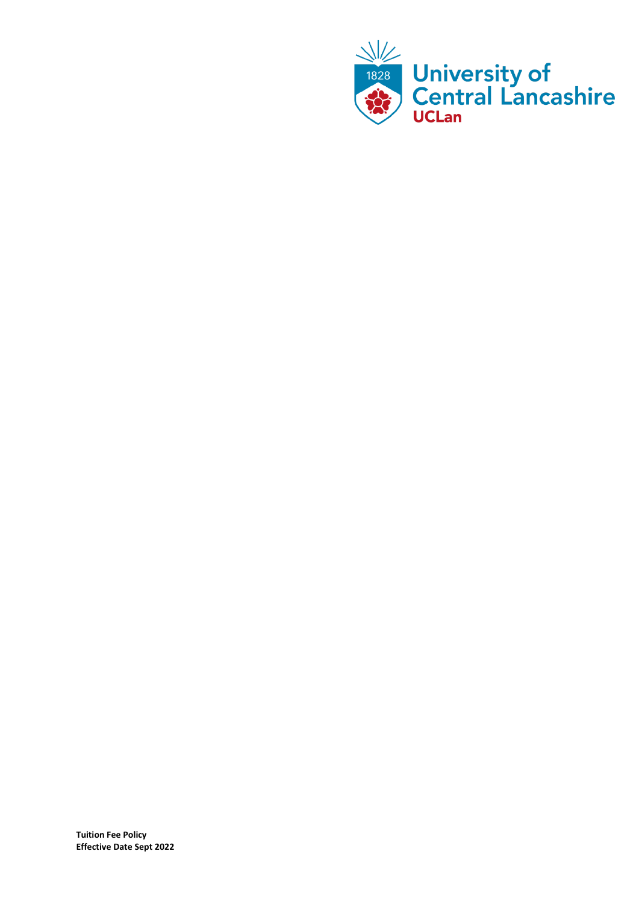**Tuition Fee Policy**
**Effective Date Sept 2022**